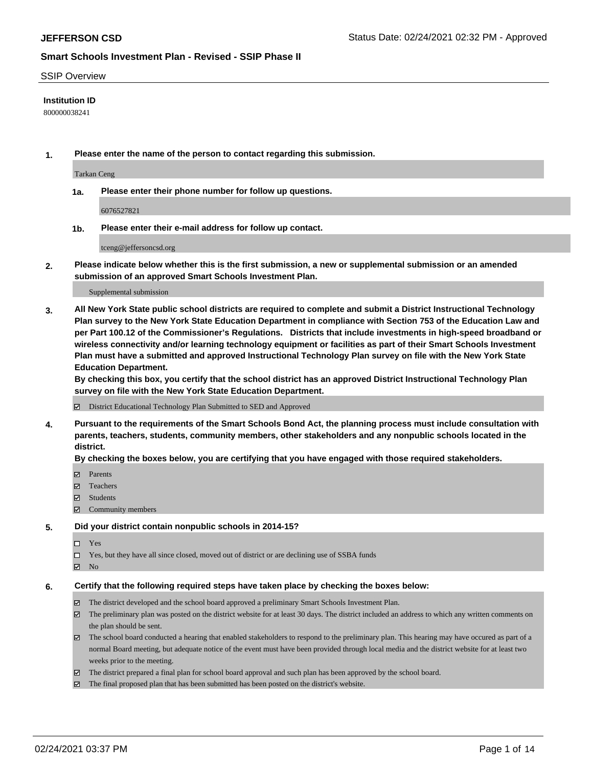# SSIP Overview

**Institution ID**

800000038241

**1. Please enter the name of the person to contact regarding this submission.**

Tarkan Ceng

**1a. Please enter their phone number for follow up questions.**

6076527821

**1b. Please enter their e-mail address for follow up contact.**

tceng@jeffersoncsd.org

**2. Please indicate below whether this is the first submission, a new or supplemental submission or an amended submission of an approved Smart Schools Investment Plan.**

Supplemental submission

**3. All New York State public school districts are required to complete and submit a District Instructional Technology Plan survey to the New York State Education Department in compliance with Section 753 of the Education Law and per Part 100.12 of the Commissioner's Regulations. Districts that include investments in high-speed broadband or wireless connectivity and/or learning technology equipment or facilities as part of their Smart Schools Investment Plan must have a submitted and approved Instructional Technology Plan survey on file with the New York State Education Department.**

**By checking this box, you certify that the school district has an approved District Instructional Technology Plan survey on file with the New York State Education Department.**

☑ District Educational Technology Plan Submitted to SED and Approved

**4. Pursuant to the requirements of the Smart Schools Bond Act, the planning process must include consultation with parents, teachers, students, community members, other stakeholders and any nonpublic schools located in the district.**

**By checking the boxes below, you are certifying that you have engaged with those required stakeholders.**

☑ Parents
☑ Teachers
☑ Students
☑ Community members

**5. Did your district contain nonpublic schools in 2014-15?**

☐ Yes
☐ Yes, but they have all since closed, moved out of district or are declining use of SSBA funds
☑ No

**6. Certify that the following required steps have taken place by checking the boxes below:**

☑ The district developed and the school board approved a preliminary Smart Schools Investment Plan.
☑ The preliminary plan was posted on the district website for at least 30 days. The district included an address to which any written comments on the plan should be sent.
☑ The school board conducted a hearing that enabled stakeholders to respond to the preliminary plan. This hearing may have occured as part of a normal Board meeting, but adequate notice of the event must have been provided through local media and the district website for at least two weeks prior to the meeting.
☑ The district prepared a final plan for school board approval and such plan has been approved by the school board.
☑ The final proposed plan that has been submitted has been posted on the district's website.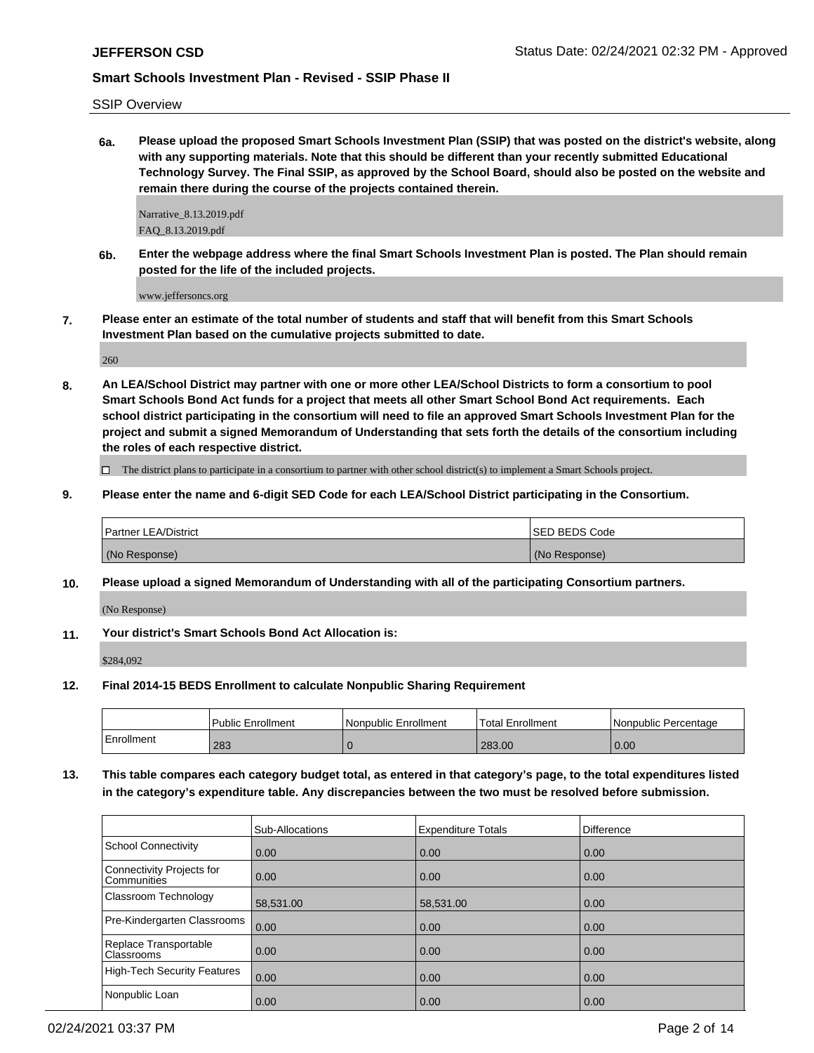SSIP Overview

**6a. Please upload the proposed Smart Schools Investment Plan (SSIP) that was posted on the district's website, along with any supporting materials. Note that this should be different than your recently submitted Educational Technology Survey. The Final SSIP, as approved by the School Board, should also be posted on the website and remain there during the course of the projects contained therein.**

Narrative_8.13.2019.pdf
FAQ_8.13.2019.pdf

**6b. Enter the webpage address where the final Smart Schools Investment Plan is posted. The Plan should remain posted for the life of the included projects.**

www.jeffersoncs.org

**7. Please enter an estimate of the total number of students and staff that will benefit from this Smart Schools Investment Plan based on the cumulative projects submitted to date.**

260

**8. An LEA/School District may partner with one or more other LEA/School Districts to form a consortium to pool Smart Schools Bond Act funds for a project that meets all other Smart School Bond Act requirements. Each school district participating in the consortium will need to file an approved Smart Schools Investment Plan for the project and submit a signed Memorandum of Understanding that sets forth the details of the consortium including the roles of each respective district.**

☐ The district plans to participate in a consortium to partner with other school district(s) to implement a Smart Schools project.

**9. Please enter the name and 6-digit SED Code for each LEA/School District participating in the Consortium.**

| Partner LEA/District | SED BEDS Code |
|---|---|
| (No Response) | (No Response) |

**10. Please upload a signed Memorandum of Understanding with all of the participating Consortium partners.**

(No Response)

**11. Your district's Smart Schools Bond Act Allocation is:**

$284,092

**12. Final 2014-15 BEDS Enrollment to calculate Nonpublic Sharing Requirement**

| | Public Enrollment | Nonpublic Enrollment | Total Enrollment | Nonpublic Percentage |
|---|---|---|---|---|
| Enrollment | 283 | 0 | 283.00 | 0.00 |

**13. This table compares each category budget total, as entered in that category's page, to the total expenditures listed in the category's expenditure table. Any discrepancies between the two must be resolved before submission.**

| | Sub-Allocations | Expenditure Totals | Difference |
|---|---|---|---|
| School Connectivity | 0.00 | 0.00 | 0.00 |
| Connectivity Projects for Communities | 0.00 | 0.00 | 0.00 |
| Classroom Technology | 58,531.00 | 58,531.00 | 0.00 |
| Pre-Kindergarten Classrooms | 0.00 | 0.00 | 0.00 |
| Replace Transportable Classrooms | 0.00 | 0.00 | 0.00 |
| High-Tech Security Features | 0.00 | 0.00 | 0.00 |
| Nonpublic Loan | 0.00 | 0.00 | 0.00 |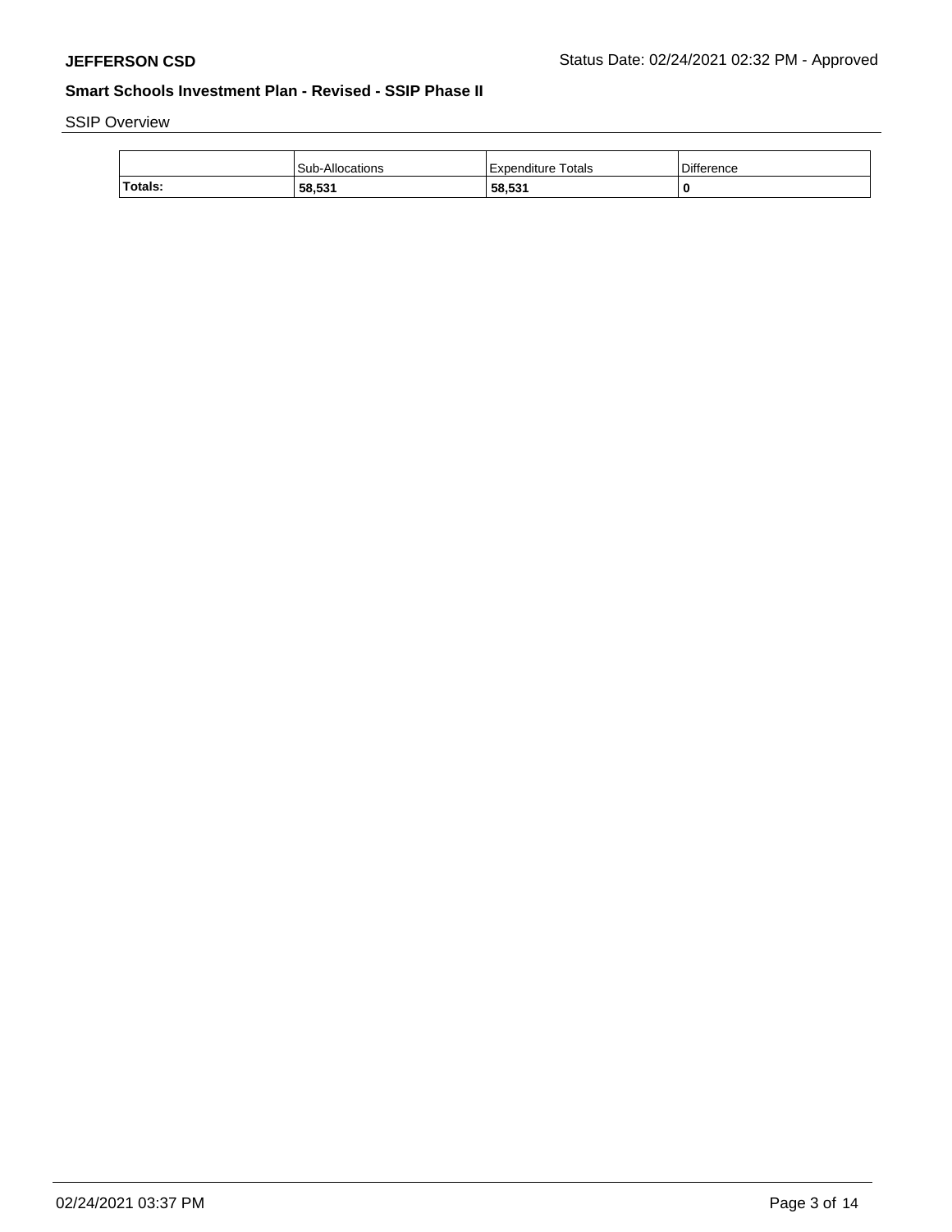SSIP Overview

| | Sub-Allocations | Expenditure Totals | Difference |
|---|---|---|---|
| **Totals:** | **58,531** | **58,531** | **0** |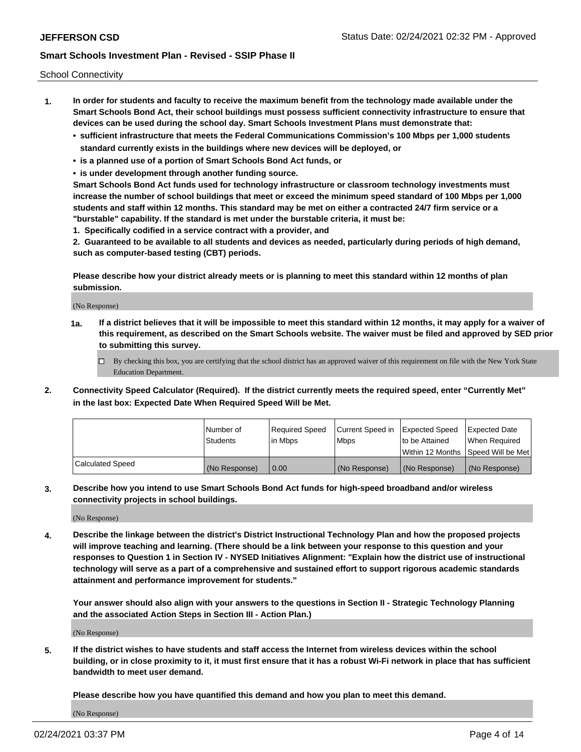School Connectivity

1. **In order for students and faculty to receive the maximum benefit from the technology made available under the Smart Schools Bond Act, their school buildings must possess sufficient connectivity infrastructure to ensure that devices can be used during the school day. Smart Schools Investment Plans must demonstrate that:**
   - **sufficient infrastructure that meets the Federal Communications Commission's 100 Mbps per 1,000 students standard currently exists in the buildings where new devices will be deployed, or**
   - **is a planned use of a portion of Smart Schools Bond Act funds, or**
   - **is under development through another funding source.**

   **Smart Schools Bond Act funds used for technology infrastructure or classroom technology investments must increase the number of school buildings that meet or exceed the minimum speed standard of 100 Mbps per 1,000 students and staff within 12 months. This standard may be met on either a contracted 24/7 firm service or a "burstable" capability. If the standard is met under the burstable criteria, it must be:**

   **1. Specifically codified in a service contract with a provider, and**

   **2. Guaranteed to be available to all students and devices as needed, particularly during periods of high demand, such as computer-based testing (CBT) periods.**

   **Please describe how your district already meets or is planning to meet this standard within 12 months of plan submission.**

   (No Response)

   **1a. If a district believes that it will be impossible to meet this standard within 12 months, it may apply for a waiver of this requirement, as described on the Smart Schools website. The waiver must be filed and approved by SED prior to submitting this survey.**

   ☐ By checking this box, you are certifying that the school district has an approved waiver of this requirement on file with the New York State Education Department.

2. **Connectivity Speed Calculator (Required). If the district currently meets the required speed, enter "Currently Met" in the last box: Expected Date When Required Speed Will be Met.**

| | Number of Students | Required Speed in Mbps | Current Speed in Mbps | Expected Speed to be Attained Within 12 Months | Expected Date When Required Speed Will be Met |
|---|---|---|---|---|---|
| Calculated Speed | (No Response) | 0.00 | (No Response) | (No Response) | (No Response) |

3. **Describe how you intend to use Smart Schools Bond Act funds for high-speed broadband and/or wireless connectivity projects in school buildings.**

   (No Response)

4. **Describe the linkage between the district's District Instructional Technology Plan and how the proposed projects will improve teaching and learning. (There should be a link between your response to this question and your responses to Question 1 in Section IV - NYSED Initiatives Alignment: "Explain how the district use of instructional technology will serve as a part of a comprehensive and sustained effort to support rigorous academic standards attainment and performance improvement for students."**

   **Your answer should also align with your answers to the questions in Section II - Strategic Technology Planning and the associated Action Steps in Section III - Action Plan.)**

   (No Response)

5. **If the district wishes to have students and staff access the Internet from wireless devices within the school building, or in close proximity to it, it must first ensure that it has a robust Wi-Fi network in place that has sufficient bandwidth to meet user demand.**

   **Please describe how you have quantified this demand and how you plan to meet this demand.**

   (No Response)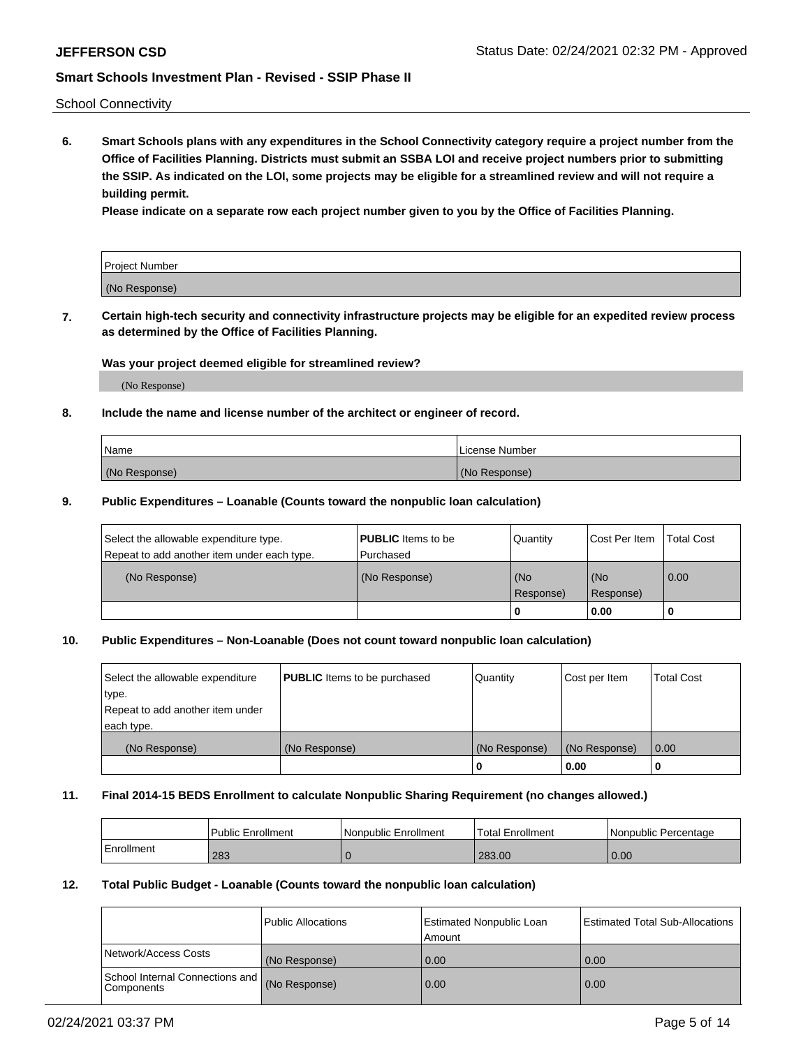School Connectivity

**6. Smart Schools plans with any expenditures in the School Connectivity category require a project number from the Office of Facilities Planning. Districts must submit an SSBA LOI and receive project numbers prior to submitting the SSIP. As indicated on the LOI, some projects may be eligible for a streamlined review and will not require a building permit.**

**Please indicate on a separate row each project number given to you by the Office of Facilities Planning.**

| Project Number |
| --- |
| (No Response) |

**7. Certain high-tech security and connectivity infrastructure projects may be eligible for an expedited review process as determined by the Office of Facilities Planning.**

**Was your project deemed eligible for streamlined review?**

(No Response)

**8. Include the name and license number of the architect or engineer of record.**

| Name | License Number |
| --- | --- |
| (No Response) | (No Response) |

**9. Public Expenditures – Loanable (Counts toward the nonpublic loan calculation)**

| Select the allowable expenditure type. Repeat to add another item under each type. | **PUBLIC** Items to be Purchased | Quantity | Cost Per Item | Total Cost |
| --- | --- | --- | --- | --- |
| (No Response) | (No Response) | (No Response) | (No Response) | 0.00 |
| | | 0 | 0.00 | 0 |

**10. Public Expenditures – Non-Loanable (Does not count toward nonpublic loan calculation)**

| Select the allowable expenditure type. Repeat to add another item under each type. | **PUBLIC** Items to be purchased | Quantity | Cost per Item | Total Cost |
| --- | --- | --- | --- | --- |
| (No Response) | (No Response) | (No Response) | (No Response) | 0.00 |
| | | 0 | 0.00 | 0 |

**11. Final 2014-15 BEDS Enrollment to calculate Nonpublic Sharing Requirement (no changes allowed.)**

| | Public Enrollment | Nonpublic Enrollment | Total Enrollment | Nonpublic Percentage |
| --- | --- | --- | --- | --- |
| Enrollment | 283 | 0 | 283.00 | 0.00 |

**12. Total Public Budget - Loanable (Counts toward the nonpublic loan calculation)**

| | Public Allocations | Estimated Nonpublic Loan Amount | Estimated Total Sub-Allocations |
| --- | --- | --- | --- |
| Network/Access Costs | (No Response) | 0.00 | 0.00 |
| School Internal Connections and Components | (No Response) | 0.00 | 0.00 |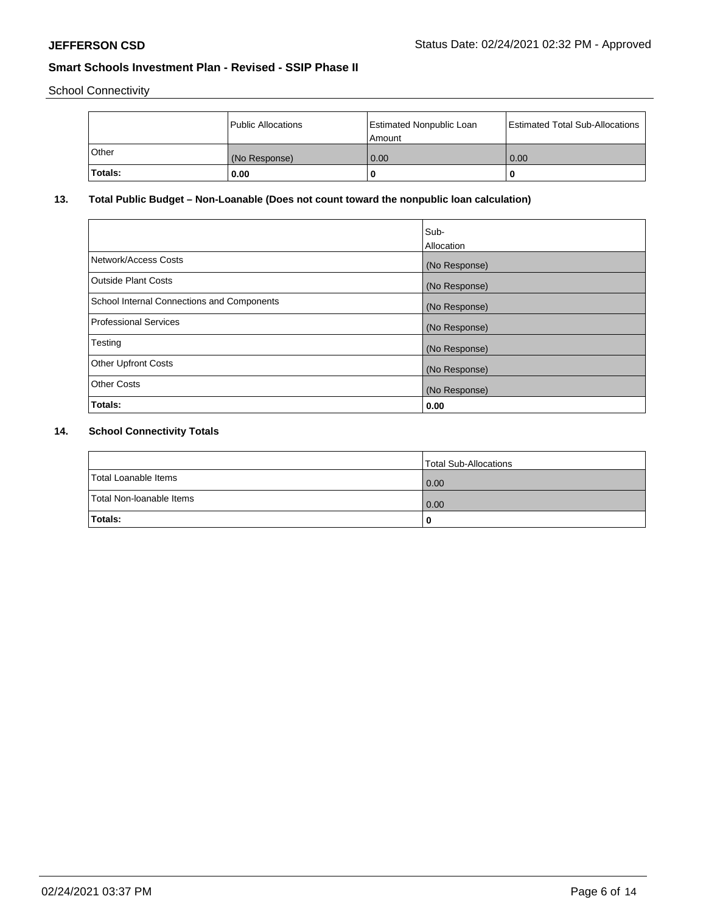School Connectivity

| | Public Allocations | Estimated Nonpublic Loan Amount | Estimated Total Sub-Allocations |
|---|---|---|---|
| Other | (No Response) | 0.00 | 0.00 |
| **Totals:** | **0.00** | **0** | **0** |

## 13. Total Public Budget – Non-Loanable (Does not count toward the nonpublic loan calculation)

| | Sub-Allocation |
|---|---|
| Network/Access Costs | (No Response) |
| Outside Plant Costs | (No Response) |
| School Internal Connections and Components | (No Response) |
| Professional Services | (No Response) |
| Testing | (No Response) |
| Other Upfront Costs | (No Response) |
| Other Costs | (No Response) |
| **Totals:** | **0.00** |

## 14. School Connectivity Totals

| | Total Sub-Allocations |
|---|---|
| Total Loanable Items | 0.00 |
| Total Non-loanable Items | 0.00 |
| **Totals:** | **0** |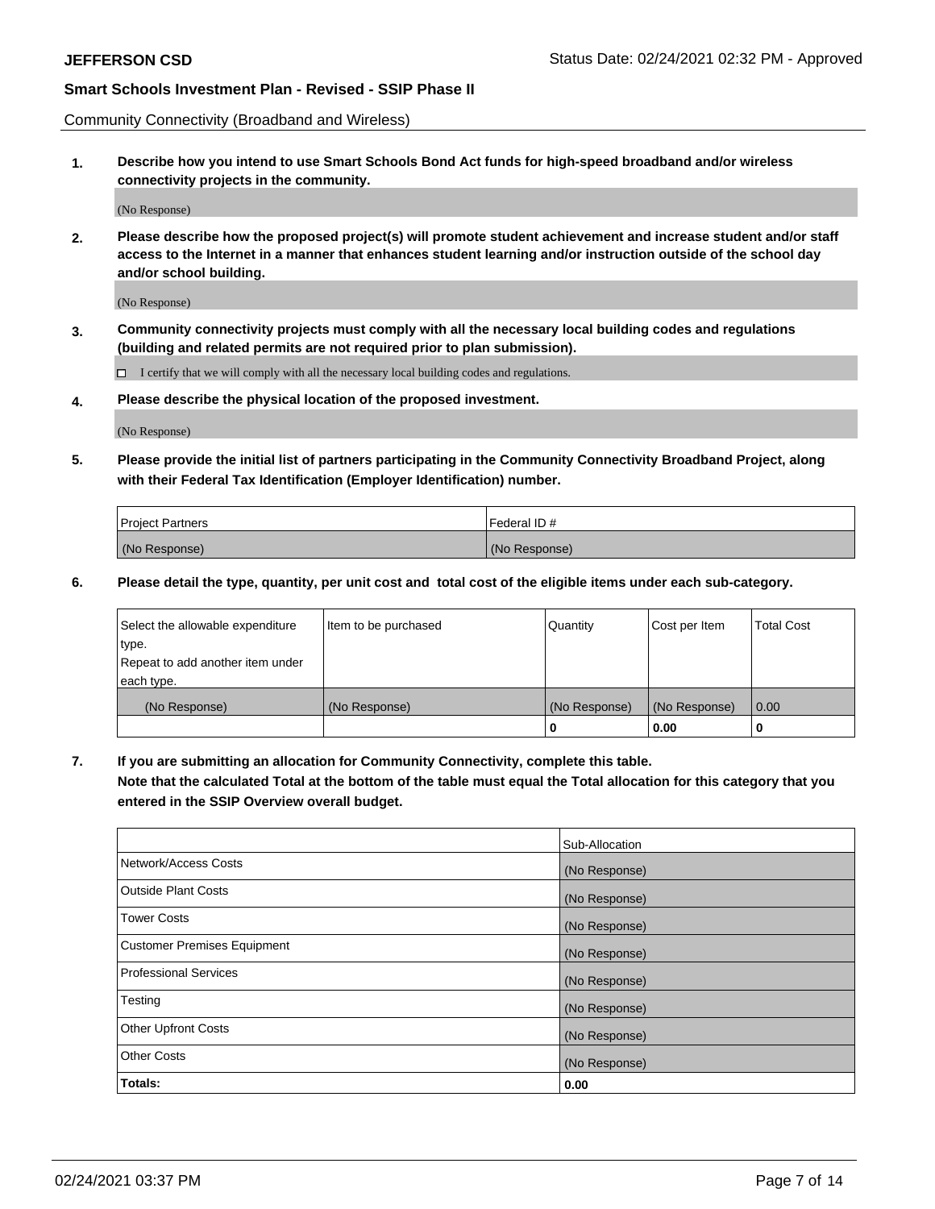Community Connectivity (Broadband and Wireless)

**1. Describe how you intend to use Smart Schools Bond Act funds for high-speed broadband and/or wireless connectivity projects in the community.**

(No Response)

**2. Please describe how the proposed project(s) will promote student achievement and increase student and/or staff access to the Internet in a manner that enhances student learning and/or instruction outside of the school day and/or school building.**

(No Response)

**3. Community connectivity projects must comply with all the necessary local building codes and regulations (building and related permits are not required prior to plan submission).**

☐ I certify that we will comply with all the necessary local building codes and regulations.

**4. Please describe the physical location of the proposed investment.**

(No Response)

**5. Please provide the initial list of partners participating in the Community Connectivity Broadband Project, along with their Federal Tax Identification (Employer Identification) number.**

| Project Partners | Federal ID # |
|---|---|
| (No Response) | (No Response) |

**6. Please detail the type, quantity, per unit cost and total cost of the eligible items under each sub-category.**

| Select the allowable expenditure type. Repeat to add another item under each type. | Item to be purchased | Quantity | Cost per Item | Total Cost |
|---|---|---|---|---|
| (No Response) | (No Response) | (No Response) | (No Response) | 0.00 |
| | | **0** | **0.00** | **0** |

**7. If you are submitting an allocation for Community Connectivity, complete this table. Note that the calculated Total at the bottom of the table must equal the Total allocation for this category that you entered in the SSIP Overview overall budget.**

| | Sub-Allocation |
|---|---|
| Network/Access Costs | (No Response) |
| Outside Plant Costs | (No Response) |
| Tower Costs | (No Response) |
| Customer Premises Equipment | (No Response) |
| Professional Services | (No Response) |
| Testing | (No Response) |
| Other Upfront Costs | (No Response) |
| Other Costs | (No Response) |
| **Totals:** | **0.00** |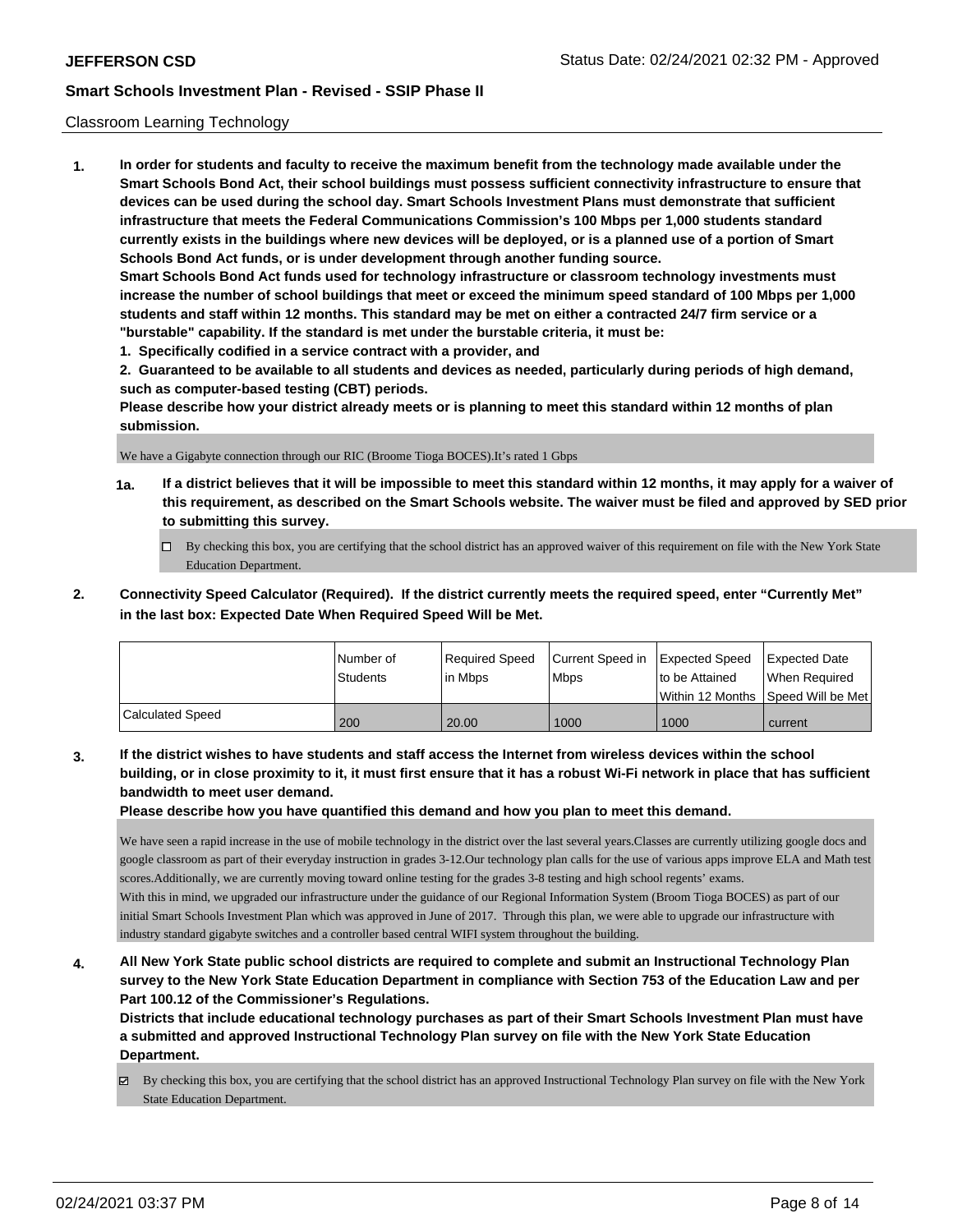Classroom Learning Technology

1. **In order for students and faculty to receive the maximum benefit from the technology made available under the Smart Schools Bond Act, their school buildings must possess sufficient connectivity infrastructure to ensure that devices can be used during the school day. Smart Schools Investment Plans must demonstrate that sufficient infrastructure that meets the Federal Communications Commission's 100 Mbps per 1,000 students standard currently exists in the buildings where new devices will be deployed, or is a planned use of a portion of Smart Schools Bond Act funds, or is under development through another funding source.**

   **Smart Schools Bond Act funds used for technology infrastructure or classroom technology investments must increase the number of school buildings that meet or exceed the minimum speed standard of 100 Mbps per 1,000 students and staff within 12 months. This standard may be met on either a contracted 24/7 firm service or a "burstable" capability. If the standard is met under the burstable criteria, it must be:**

   **1. Specifically codified in a service contract with a provider, and**

   **2. Guaranteed to be available to all students and devices as needed, particularly during periods of high demand, such as computer-based testing (CBT) periods.**

   **Please describe how your district already meets or is planning to meet this standard within 12 months of plan submission.**

   We have a Gigabyte connection through our RIC (Broome Tioga BOCES).It's rated 1 Gbps

   **1a. If a district believes that it will be impossible to meet this standard within 12 months, it may apply for a waiver of this requirement, as described on the Smart Schools website. The waiver must be filed and approved by SED prior to submitting this survey.**

   ☐ By checking this box, you are certifying that the school district has an approved waiver of this requirement on file with the New York State Education Department.

2. **Connectivity Speed Calculator (Required). If the district currently meets the required speed, enter "Currently Met" in the last box: Expected Date When Required Speed Will be Met.**

| | Number of Students | Required Speed in Mbps | Current Speed in Mbps | Expected Speed to be Attained Within 12 Months | Expected Date When Required Speed Will be Met |
|---|---|---|---|---|---|
| Calculated Speed | 200 | 20.00 | 1000 | 1000 | current |

3. **If the district wishes to have students and staff access the Internet from wireless devices within the school building, or in close proximity to it, it must first ensure that it has a robust Wi-Fi network in place that has sufficient bandwidth to meet user demand.**

   **Please describe how you have quantified this demand and how you plan to meet this demand.**

   We have seen a rapid increase in the use of mobile technology in the district over the last several years.Classes are currently utilizing google docs and google classroom as part of their everyday instruction in grades 3-12.Our technology plan calls for the use of various apps improve ELA and Math test scores.Additionally, we are currently moving toward online testing for the grades 3-8 testing and high school regents' exams.
   With this in mind, we upgraded our infrastructure under the guidance of our Regional Information System (Broom Tioga BOCES) as part of our initial Smart Schools Investment Plan which was approved in June of 2017. Through this plan, we were able to upgrade our infrastructure with industry standard gigabyte switches and a controller based central WIFI system throughout the building.

4. **All New York State public school districts are required to complete and submit an Instructional Technology Plan survey to the New York State Education Department in compliance with Section 753 of the Education Law and per Part 100.12 of the Commissioner's Regulations.**

   **Districts that include educational technology purchases as part of their Smart Schools Investment Plan must have a submitted and approved Instructional Technology Plan survey on file with the New York State Education Department.**

   ☑ By checking this box, you are certifying that the school district has an approved Instructional Technology Plan survey on file with the New York State Education Department.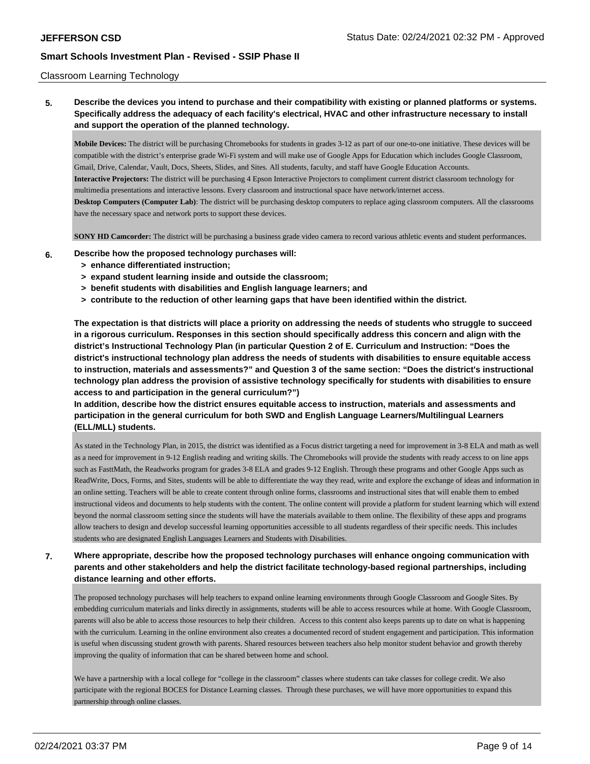Classroom Learning Technology

**5. Describe the devices you intend to purchase and their compatibility with existing or planned platforms or systems. Specifically address the adequacy of each facility's electrical, HVAC and other infrastructure necessary to install and support the operation of the planned technology.**

**Mobile Devices:** The district will be purchasing Chromebooks for students in grades 3-12 as part of our one-to-one initiative. These devices will be compatible with the district's enterprise grade Wi-Fi system and will make use of Google Apps for Education which includes Google Classroom, Gmail, Drive, Calendar, Vault, Docs, Sheets, Slides, and Sites. All students, faculty, and staff have Google Education Accounts.
**Interactive Projectors:** The district will be purchasing 4 Epson Interactive Projectors to compliment current district classroom technology for multimedia presentations and interactive lessons. Every classroom and instructional space have network/internet access.
**Desktop Computers (Computer Lab)**: The district will be purchasing desktop computers to replace aging classroom computers. All the classrooms have the necessary space and network ports to support these devices.

**SONY HD Camcorder:** The district will be purchasing a business grade video camera to record various athletic events and student performances.

**6. Describe how the proposed technology purchases will:**
- **> enhance differentiated instruction;**
- **> expand student learning inside and outside the classroom;**
- **> benefit students with disabilities and English language learners; and**
- **> contribute to the reduction of other learning gaps that have been identified within the district.**

**The expectation is that districts will place a priority on addressing the needs of students who struggle to succeed in a rigorous curriculum. Responses in this section should specifically address this concern and align with the district's Instructional Technology Plan (in particular Question 2 of E. Curriculum and Instruction: "Does the district's instructional technology plan address the needs of students with disabilities to ensure equitable access to instruction, materials and assessments?" and Question 3 of the same section: "Does the district's instructional technology plan address the provision of assistive technology specifically for students with disabilities to ensure access to and participation in the general curriculum?")**
**In addition, describe how the district ensures equitable access to instruction, materials and assessments and participation in the general curriculum for both SWD and English Language Learners/Multilingual Learners (ELL/MLL) students.**

As stated in the Technology Plan, in 2015, the district was identified as a Focus district targeting a need for improvement in 3-8 ELA and math as well as a need for improvement in 9-12 English reading and writing skills. The Chromebooks will provide the students with ready access to on line apps such as FasttMath, the Readworks program for grades 3-8 ELA and grades 9-12 English. Through these programs and other Google Apps such as ReadWrite, Docs, Forms, and Sites, students will be able to differentiate the way they read, write and explore the exchange of ideas and information in an online setting. Teachers will be able to create content through online forms, classrooms and instructional sites that will enable them to embed instructional videos and documents to help students with the content. The online content will provide a platform for student learning which will extend beyond the normal classroom setting since the students will have the materials available to them online. The flexibility of these apps and programs allow teachers to design and develop successful learning opportunities accessible to all students regardless of their specific needs. This includes students who are designated English Languages Learners and Students with Disabilities.

**7. Where appropriate, describe how the proposed technology purchases will enhance ongoing communication with parents and other stakeholders and help the district facilitate technology-based regional partnerships, including distance learning and other efforts.**

The proposed technology purchases will help teachers to expand online learning environments through Google Classroom and Google Sites. By embedding curriculum materials and links directly in assignments, students will be able to access resources while at home. With Google Classroom, parents will also be able to access those resources to help their children. Access to this content also keeps parents up to date on what is happening with the curriculum. Learning in the online environment also creates a documented record of student engagement and participation. This information is useful when discussing student growth with parents. Shared resources between teachers also help monitor student behavior and growth thereby improving the quality of information that can be shared between home and school.

We have a partnership with a local college for "college in the classroom" classes where students can take classes for college credit. We also participate with the regional BOCES for Distance Learning classes. Through these purchases, we will have more opportunities to expand this partnership through online classes.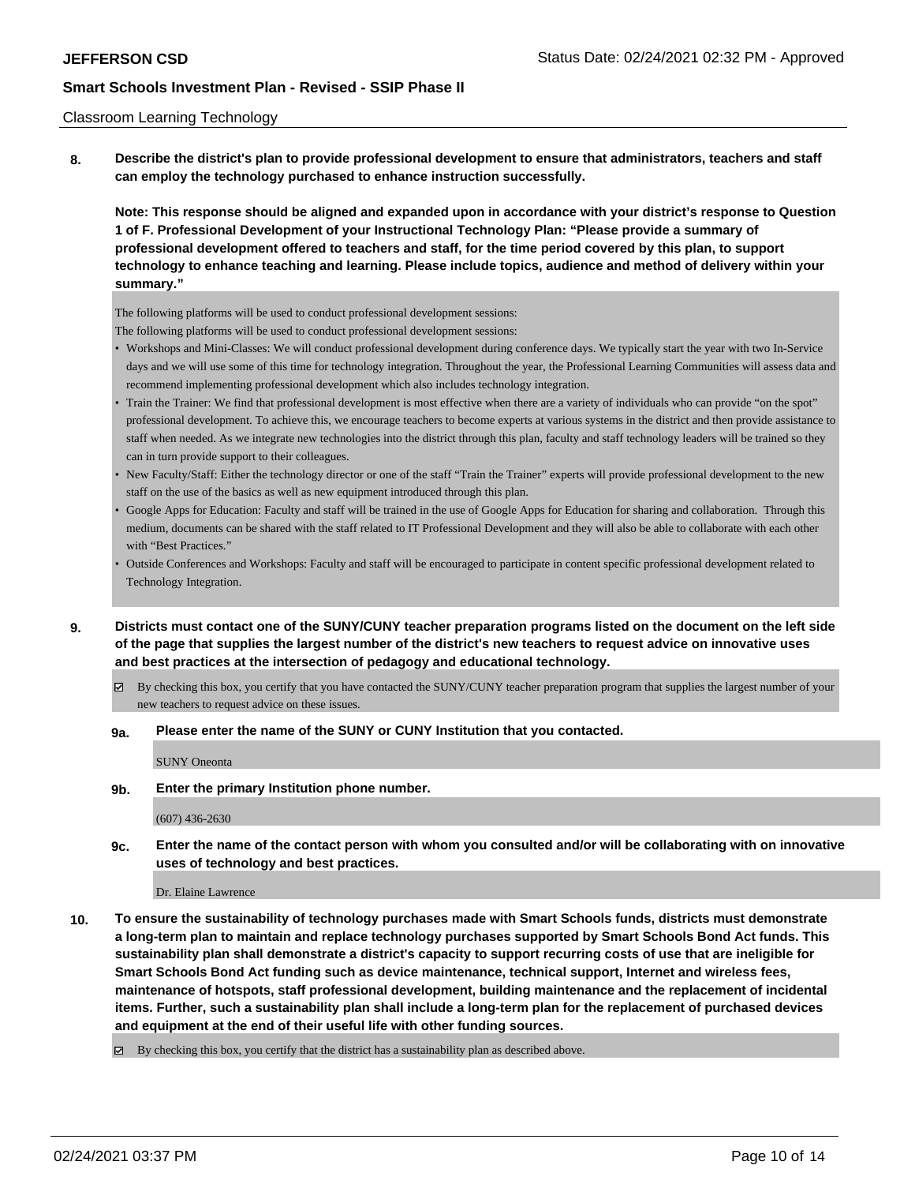Classroom Learning Technology

**8. Describe the district's plan to provide professional development to ensure that administrators, teachers and staff can employ the technology purchased to enhance instruction successfully.**

**Note: This response should be aligned and expanded upon in accordance with your district's response to Question 1 of F. Professional Development of your Instructional Technology Plan: "Please provide a summary of professional development offered to teachers and staff, for the time period covered by this plan, to support technology to enhance teaching and learning. Please include topics, audience and method of delivery within your summary."**

The following platforms will be used to conduct professional development sessions:

The following platforms will be used to conduct professional development sessions:

- Workshops and Mini-Classes: We will conduct professional development during conference days. We typically start the year with two In-Service days and we will use some of this time for technology integration. Throughout the year, the Professional Learning Communities will assess data and recommend implementing professional development which also includes technology integration.
- Train the Trainer: We find that professional development is most effective when there are a variety of individuals who can provide "on the spot" professional development. To achieve this, we encourage teachers to become experts at various systems in the district and then provide assistance to staff when needed. As we integrate new technologies into the district through this plan, faculty and staff technology leaders will be trained so they can in turn provide support to their colleagues.
- New Faculty/Staff: Either the technology director or one of the staff "Train the Trainer" experts will provide professional development to the new staff on the use of the basics as well as new equipment introduced through this plan.
- Google Apps for Education: Faculty and staff will be trained in the use of Google Apps for Education for sharing and collaboration. Through this medium, documents can be shared with the staff related to IT Professional Development and they will also be able to collaborate with each other with "Best Practices."
- Outside Conferences and Workshops: Faculty and staff will be encouraged to participate in content specific professional development related to Technology Integration.

**9. Districts must contact one of the SUNY/CUNY teacher preparation programs listed on the document on the left side of the page that supplies the largest number of the district's new teachers to request advice on innovative uses and best practices at the intersection of pedagogy and educational technology.**

☑ By checking this box, you certify that you have contacted the SUNY/CUNY teacher preparation program that supplies the largest number of your new teachers to request advice on these issues.

**9a. Please enter the name of the SUNY or CUNY Institution that you contacted.**

SUNY Oneonta

**9b. Enter the primary Institution phone number.**

(607) 436-2630

**9c. Enter the name of the contact person with whom you consulted and/or will be collaborating with on innovative uses of technology and best practices.**

Dr. Elaine Lawrence

**10. To ensure the sustainability of technology purchases made with Smart Schools funds, districts must demonstrate a long-term plan to maintain and replace technology purchases supported by Smart Schools Bond Act funds. This sustainability plan shall demonstrate a district's capacity to support recurring costs of use that are ineligible for Smart Schools Bond Act funding such as device maintenance, technical support, Internet and wireless fees, maintenance of hotspots, staff professional development, building maintenance and the replacement of incidental items. Further, such a sustainability plan shall include a long-term plan for the replacement of purchased devices and equipment at the end of their useful life with other funding sources.**

☑ By checking this box, you certify that the district has a sustainability plan as described above.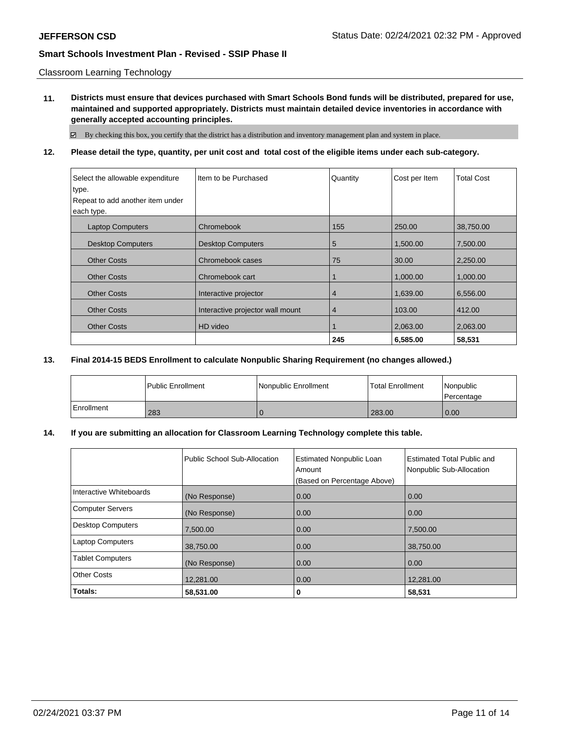Classroom Learning Technology

**11. Districts must ensure that devices purchased with Smart Schools Bond funds will be distributed, prepared for use, maintained and supported appropriately. Districts must maintain detailed device inventories in accordance with generally accepted accounting principles.**

☑ By checking this box, you certify that the district has a distribution and inventory management plan and system in place.

**12. Please detail the type, quantity, per unit cost and total cost of the eligible items under each sub-category.**

| Select the allowable expenditure type. Repeat to add another item under each type. | Item to be Purchased | Quantity | Cost per Item | Total Cost |
|---|---|---|---|---|
| Laptop Computers | Chromebook | 155 | 250.00 | 38,750.00 |
| Desktop Computers | Desktop Computers | 5 | 1,500.00 | 7,500.00 |
| Other Costs | Chromebook cases | 75 | 30.00 | 2,250.00 |
| Other Costs | Chromebook cart | 1 | 1,000.00 | 1,000.00 |
| Other Costs | Interactive projector | 4 | 1,639.00 | 6,556.00 |
| Other Costs | Interactive projector wall mount | 4 | 103.00 | 412.00 |
| Other Costs | HD video | 1 | 2,063.00 | 2,063.00 |
| | | **245** | **6,585.00** | **58,531** |

**13. Final 2014-15 BEDS Enrollment to calculate Nonpublic Sharing Requirement (no changes allowed.)**

| | Public Enrollment | Nonpublic Enrollment | Total Enrollment | Nonpublic Percentage |
|---|---|---|---|---|
| Enrollment | 283 | 0 | 283.00 | 0.00 |

**14. If you are submitting an allocation for Classroom Learning Technology complete this table.**

| | Public School Sub-Allocation | Estimated Nonpublic Loan Amount (Based on Percentage Above) | Estimated Total Public and Nonpublic Sub-Allocation |
|---|---|---|---|
| Interactive Whiteboards | (No Response) | 0.00 | 0.00 |
| Computer Servers | (No Response) | 0.00 | 0.00 |
| Desktop Computers | 7,500.00 | 0.00 | 7,500.00 |
| Laptop Computers | 38,750.00 | 0.00 | 38,750.00 |
| Tablet Computers | (No Response) | 0.00 | 0.00 |
| Other Costs | 12,281.00 | 0.00 | 12,281.00 |
| **Totals:** | **58,531.00** | **0** | **58,531** |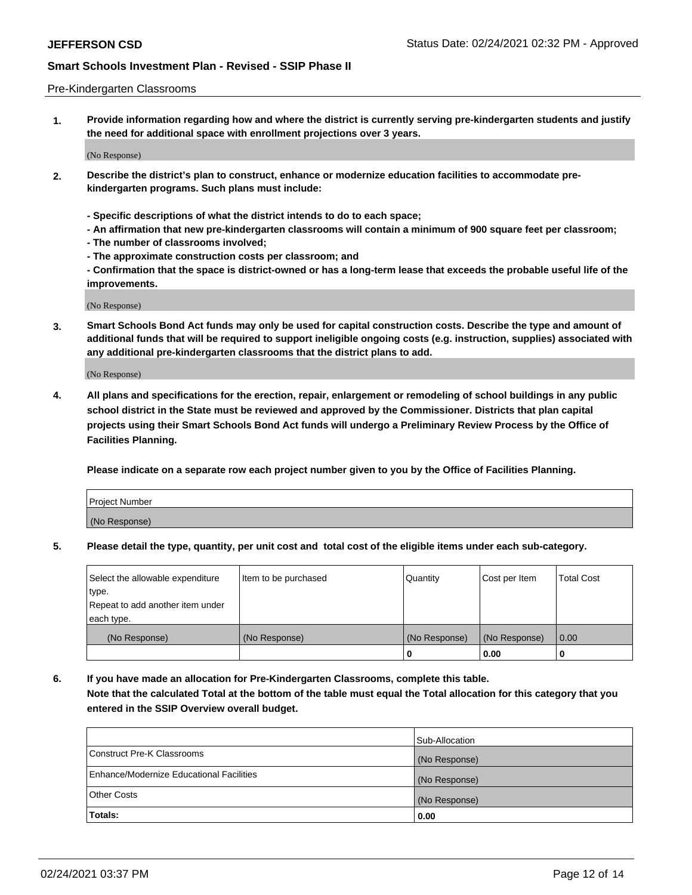Pre-Kindergarten Classrooms

**1. Provide information regarding how and where the district is currently serving pre-kindergarten students and justify the need for additional space with enrollment projections over 3 years.**

(No Response)

**2. Describe the district's plan to construct, enhance or modernize education facilities to accommodate pre-kindergarten programs. Such plans must include:**

**- Specific descriptions of what the district intends to do to each space;**
**- An affirmation that new pre-kindergarten classrooms will contain a minimum of 900 square feet per classroom;**
**- The number of classrooms involved;**
**- The approximate construction costs per classroom; and**
**- Confirmation that the space is district-owned or has a long-term lease that exceeds the probable useful life of the improvements.**

(No Response)

**3. Smart Schools Bond Act funds may only be used for capital construction costs. Describe the type and amount of additional funds that will be required to support ineligible ongoing costs (e.g. instruction, supplies) associated with any additional pre-kindergarten classrooms that the district plans to add.**

(No Response)

**4. All plans and specifications for the erection, repair, enlargement or remodeling of school buildings in any public school district in the State must be reviewed and approved by the Commissioner. Districts that plan capital projects using their Smart Schools Bond Act funds will undergo a Preliminary Review Process by the Office of Facilities Planning.**

**Please indicate on a separate row each project number given to you by the Office of Facilities Planning.**

| Project Number |
| --- |
| (No Response) |

**5. Please detail the type, quantity, per unit cost and total cost of the eligible items under each sub-category.**

| Select the allowable expenditure type. Repeat to add another item under each type. | Item to be purchased | Quantity | Cost per Item | Total Cost |
| --- | --- | --- | --- | --- |
| (No Response) | (No Response) | (No Response) | (No Response) | 0.00 |
| | | 0 | 0.00 | 0 |

**6. If you have made an allocation for Pre-Kindergarten Classrooms, complete this table.**
**Note that the calculated Total at the bottom of the table must equal the Total allocation for this category that you entered in the SSIP Overview overall budget.**

| | Sub-Allocation |
| --- | --- |
| Construct Pre-K Classrooms | (No Response) |
| Enhance/Modernize Educational Facilities | (No Response) |
| Other Costs | (No Response) |
| **Totals:** | **0.00** |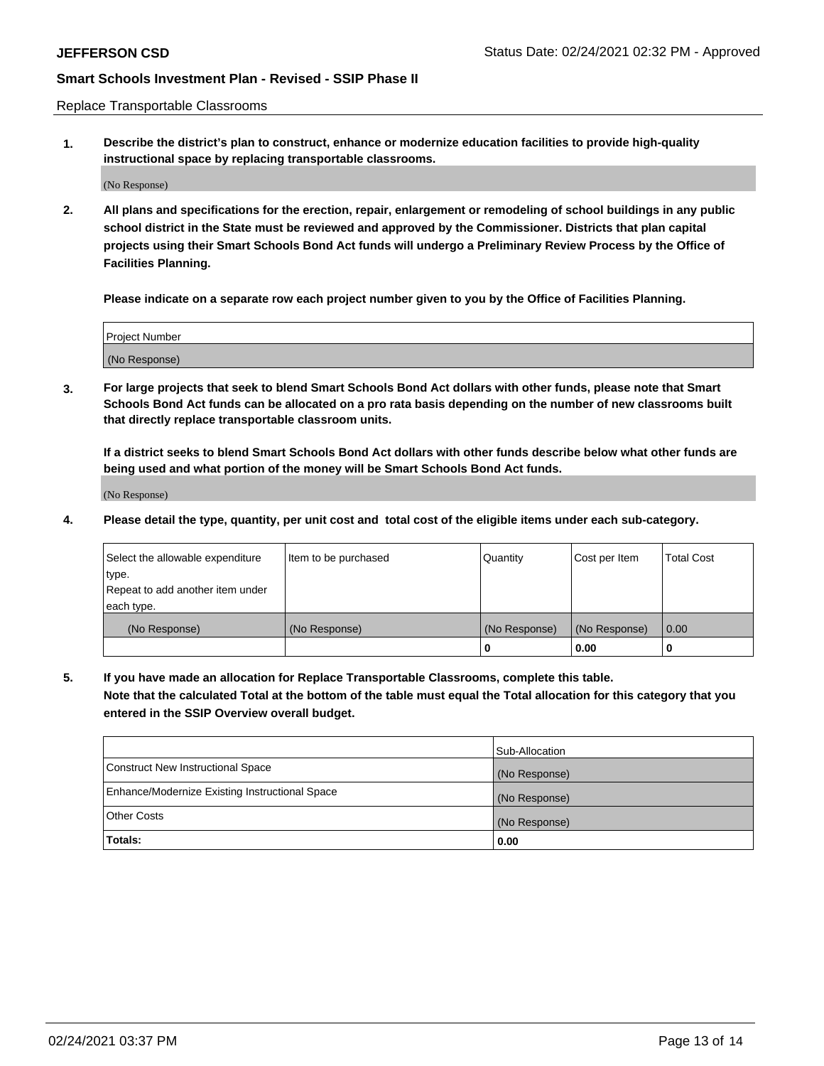Replace Transportable Classrooms

1. **Describe the district's plan to construct, enhance or modernize education facilities to provide high-quality instructional space by replacing transportable classrooms.**

   (No Response)

2. **All plans and specifications for the erection, repair, enlargement or remodeling of school buildings in any public school district in the State must be reviewed and approved by the Commissioner. Districts that plan capital projects using their Smart Schools Bond Act funds will undergo a Preliminary Review Process by the Office of Facilities Planning.**

   **Please indicate on a separate row each project number given to you by the Office of Facilities Planning.**

| Project Number |
|---|
| (No Response) |

3. **For large projects that seek to blend Smart Schools Bond Act dollars with other funds, please note that Smart Schools Bond Act funds can be allocated on a pro rata basis depending on the number of new classrooms built that directly replace transportable classroom units.**

   **If a district seeks to blend Smart Schools Bond Act dollars with other funds describe below what other funds are being used and what portion of the money will be Smart Schools Bond Act funds.**

   (No Response)

4. **Please detail the type, quantity, per unit cost and total cost of the eligible items under each sub-category.**

| Select the allowable expenditure type. Repeat to add another item under each type. | Item to be purchased | Quantity | Cost per Item | Total Cost |
|---|---|---|---|---|
| (No Response) | (No Response) | (No Response) | (No Response) | 0.00 |
| | | 0 | 0.00 | 0 |

5. **If you have made an allocation for Replace Transportable Classrooms, complete this table. Note that the calculated Total at the bottom of the table must equal the Total allocation for this category that you entered in the SSIP Overview overall budget.**

| | Sub-Allocation |
|---|---|
| Construct New Instructional Space | (No Response) |
| Enhance/Modernize Existing Instructional Space | (No Response) |
| Other Costs | (No Response) |
| **Totals:** | **0.00** |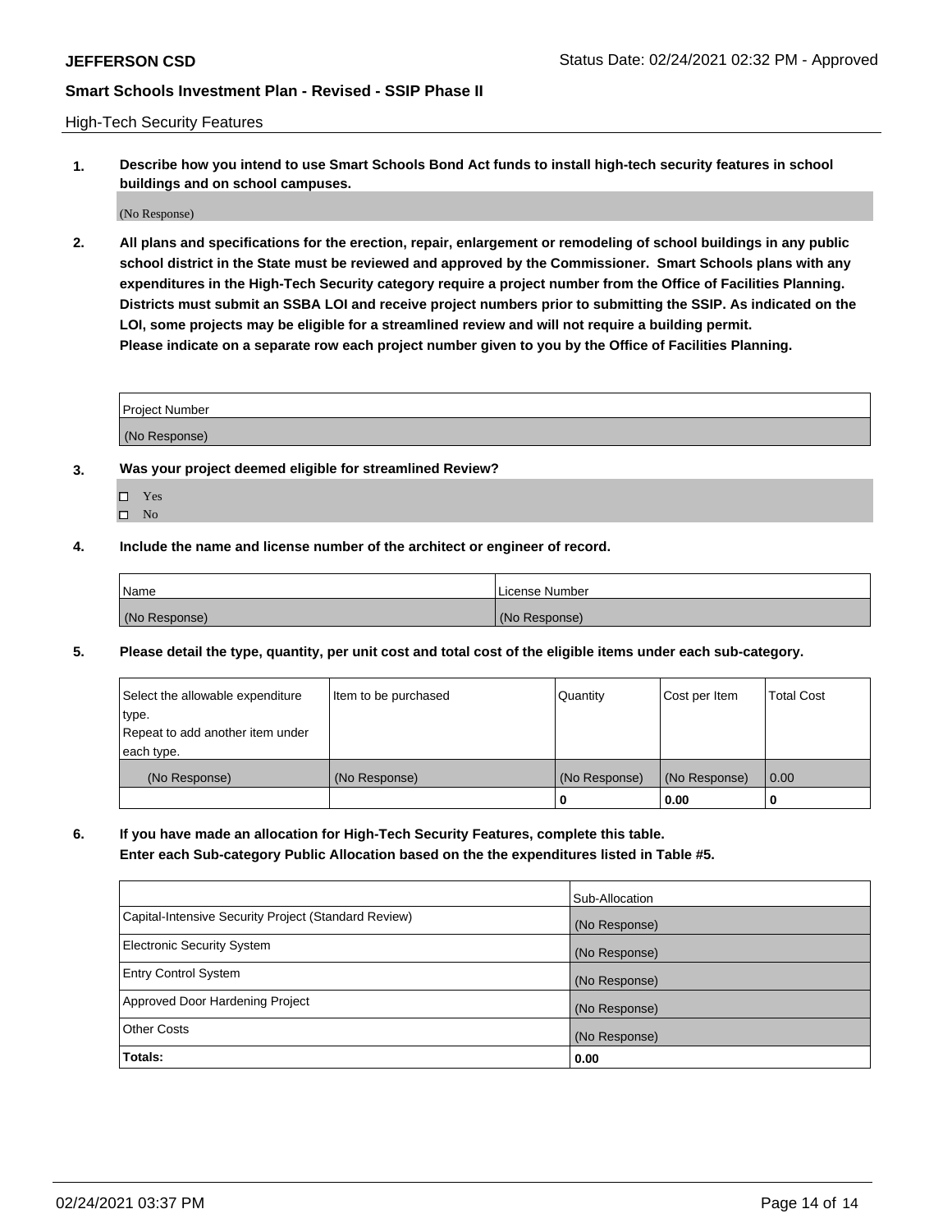**JEFFERSON CSD** Status Date: 02/24/2021 02:32 PM - Approved

**Smart Schools Investment Plan - Revised - SSIP Phase II**

High-Tech Security Features

**1. Describe how you intend to use Smart Schools Bond Act funds to install high-tech security features in school buildings and on school campuses.**

(No Response)

**2. All plans and specifications for the erection, repair, enlargement or remodeling of school buildings in any public school district in the State must be reviewed and approved by the Commissioner. Smart Schools plans with any expenditures in the High-Tech Security category require a project number from the Office of Facilities Planning. Districts must submit an SSBA LOI and receive project numbers prior to submitting the SSIP. As indicated on the LOI, some projects may be eligible for a streamlined review and will not require a building permit.**
**Please indicate on a separate row each project number given to you by the Office of Facilities Planning.**

| Project Number |
|---|
| (No Response) |

**3. Was your project deemed eligible for streamlined Review?**

- ☐ Yes
- ☐ No

**4. Include the name and license number of the architect or engineer of record.**

| Name | License Number |
|---|---|
| (No Response) | (No Response) |

**5. Please detail the type, quantity, per unit cost and total cost of the eligible items under each sub-category.**

| Select the allowable expenditure type. Repeat to add another item under each type. | Item to be purchased | Quantity | Cost per Item | Total Cost |
|---|---|---|---|---|
| (No Response) | (No Response) | (No Response) | (No Response) | 0.00 |
| | | 0 | 0.00 | 0 |

**6. If you have made an allocation for High-Tech Security Features, complete this table.**
**Enter each Sub-category Public Allocation based on the the expenditures listed in Table #5.**

| | Sub-Allocation |
|---|---|
| Capital-Intensive Security Project (Standard Review) | (No Response) |
| Electronic Security System | (No Response) |
| Entry Control System | (No Response) |
| Approved Door Hardening Project | (No Response) |
| Other Costs | (No Response) |
| **Totals:** | **0.00** |

02/24/2021 03:37 PM